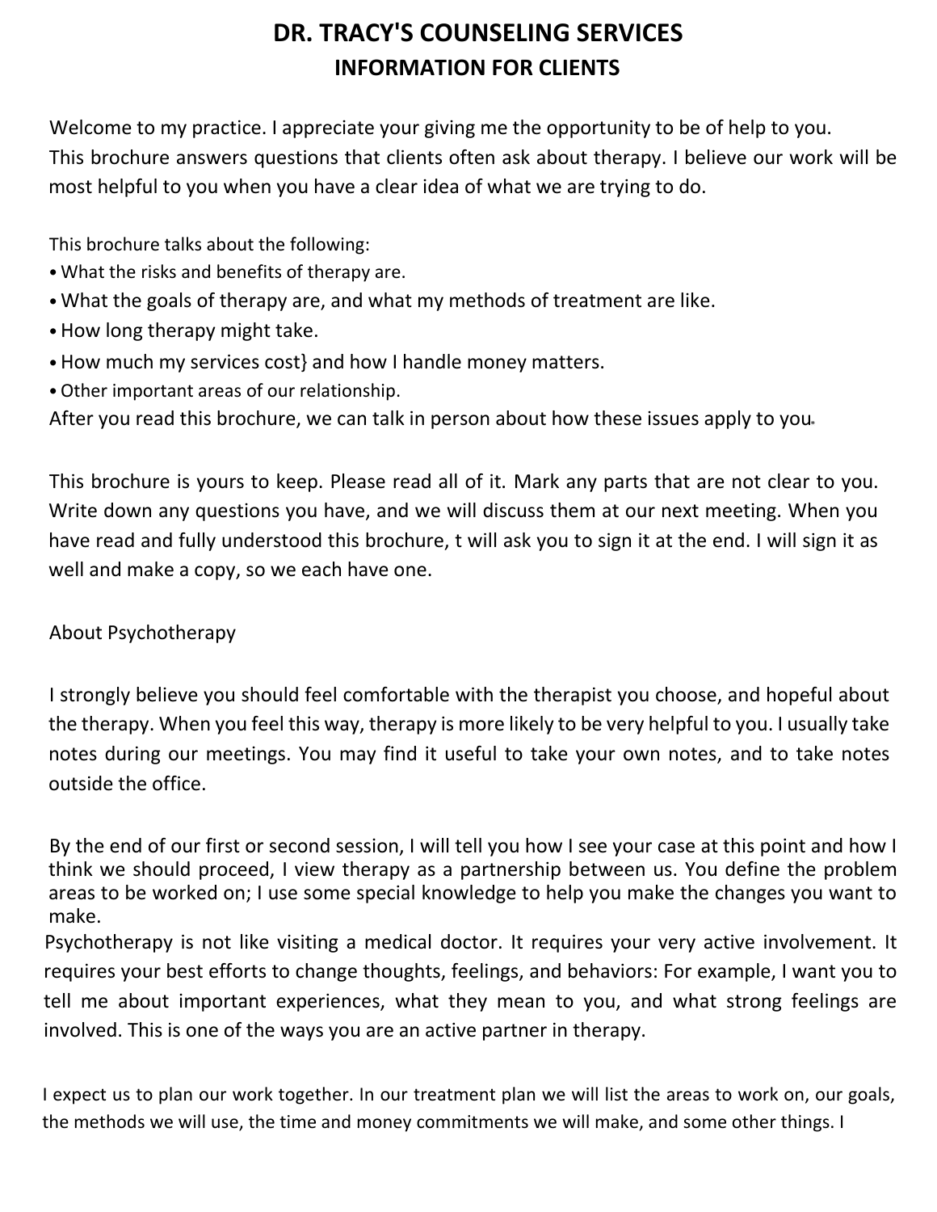# DR. TRACY'S COUNSELING SERVICES
## INFORMATION FOR CLIENTS

Welcome to my practice. I appreciate your giving me the opportunity to be of help to you. This brochure answers questions that clients often ask about therapy. I believe our work will be most helpful to you when you have a clear idea of what we are trying to do.

This brochure talks about the following:

- What the risks and benefits of therapy are.
- What the goals of therapy are, and what my methods of treatment are like.
- How long therapy might take.
- How much my services cost} and how I handle money matters.
- Other important areas of our relationship.

After you read this brochure, we can talk in person about how these issues apply to you.

This brochure is yours to keep. Please read all of it. Mark any parts that are not clear to you. Write down any questions you have, and we will discuss them at our next meeting. When you have read and fully understood this brochure, t will ask you to sign it at the end. I will sign it as well and make a copy, so we each have one.

About Psychotherapy

I strongly believe you should feel comfortable with the therapist you choose, and hopeful about the therapy. When you feel this way, therapy is more likely to be very helpful to you. I usually take notes during our meetings. You may find it useful to take your own notes, and to take notes outside the office.

By the end of our first or second session, I will tell you how I see your case at this point and how I think we should proceed, I view therapy as a partnership between us. You define the problem areas to be worked on; I use some special knowledge to help you make the changes you want to make.

Psychotherapy is not like visiting a medical doctor. It requires your very active involvement. It requires your best efforts to change thoughts, feelings, and behaviors: For example, I want you to tell me about important experiences, what they mean to you, and what strong feelings are involved. This is one of the ways you are an active partner in therapy.

I expect us to plan our work together. In our treatment plan we will list the areas to work on, our goals, the methods we will use, the time and money commitments we will make, and some other things. I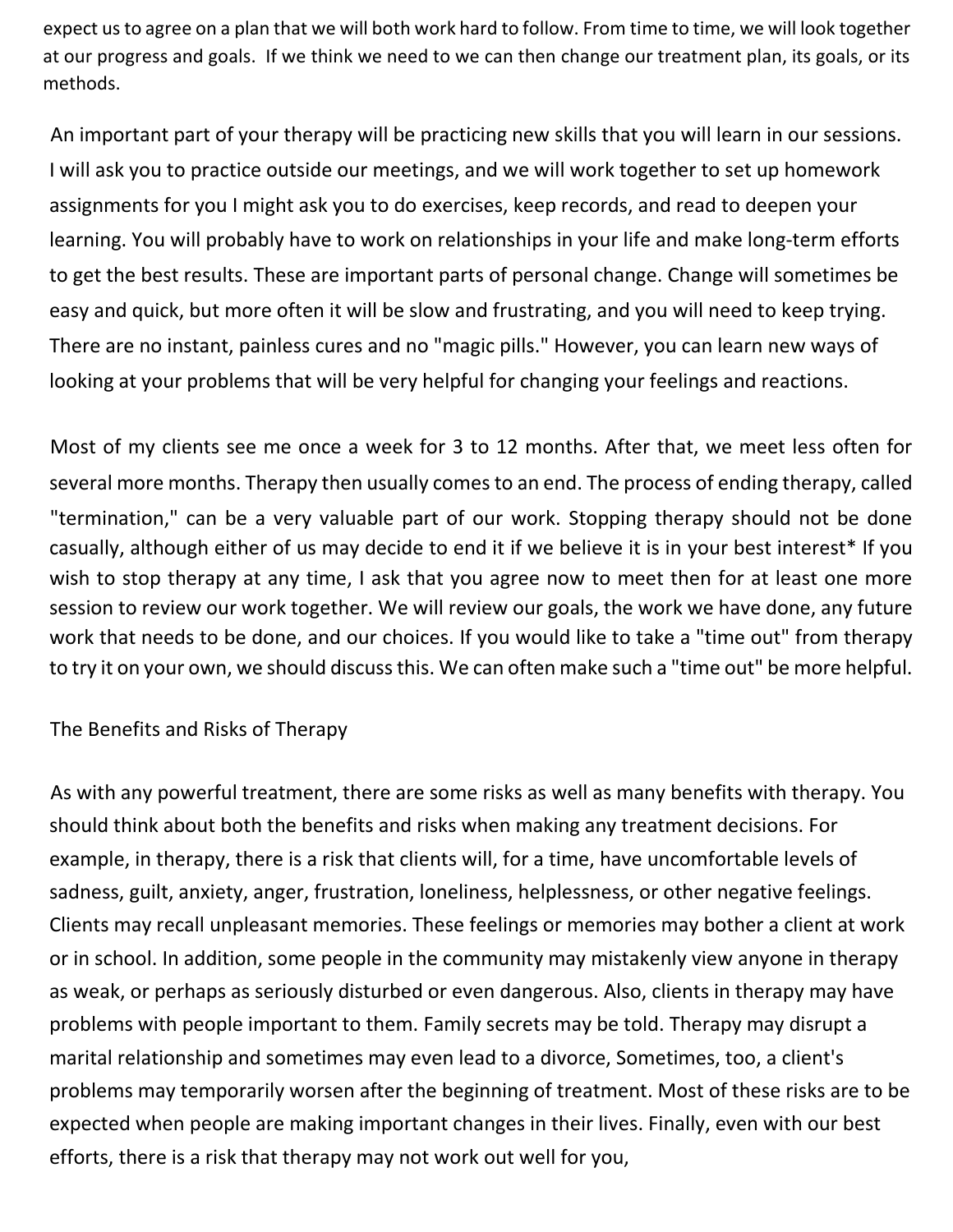expect us to agree on a plan that we will both work hard to follow. From time to time, we will look together at our progress and goals. If we think we need to we can then change our treatment plan, its goals, or its methods.

An important part of your therapy will be practicing new skills that you will learn in our sessions. I will ask you to practice outside our meetings, and we will work together to set up homework assignments for you I might ask you to do exercises, keep records, and read to deepen your learning. You will probably have to work on relationships in your life and make long-term efforts to get the best results. These are important parts of personal change. Change will sometimes be easy and quick, but more often it will be slow and frustrating, and you will need to keep trying. There are no instant, painless cures and no "magic pills." However, you can learn new ways of looking at your problems that will be very helpful for changing your feelings and reactions.

Most of my clients see me once a week for 3 to 12 months. After that, we meet less often for several more months. Therapy then usually comes to an end. The process of ending therapy, called "termination," can be a very valuable part of our work. Stopping therapy should not be done casually, although either of us may decide to end it if we believe it is in your best interest* If you wish to stop therapy at any time, I ask that you agree now to meet then for at least one more session to review our work together. We will review our goals, the work we have done, any future work that needs to be done, and our choices. If you would like to take a "time out" from therapy to try it on your own, we should discuss this. We can often make such a "time out" be more helpful.

The Benefits and Risks of Therapy

As with any powerful treatment, there are some risks as well as many benefits with therapy. You should think about both the benefits and risks when making any treatment decisions. For example, in therapy, there is a risk that clients will, for a time, have uncomfortable levels of sadness, guilt, anxiety, anger, frustration, loneliness, helplessness, or other negative feelings. Clients may recall unpleasant memories. These feelings or memories may bother a client at work or in school. In addition, some people in the community may mistakenly view anyone in therapy as weak, or perhaps as seriously disturbed or even dangerous. Also, clients in therapy may have problems with people important to them. Family secrets may be told. Therapy may disrupt a marital relationship and sometimes may even lead to a divorce, Sometimes, too, a client's problems may temporarily worsen after the beginning of treatment. Most of these risks are to be expected when people are making important changes in their lives. Finally, even with our best efforts, there is a risk that therapy may not work out well for you,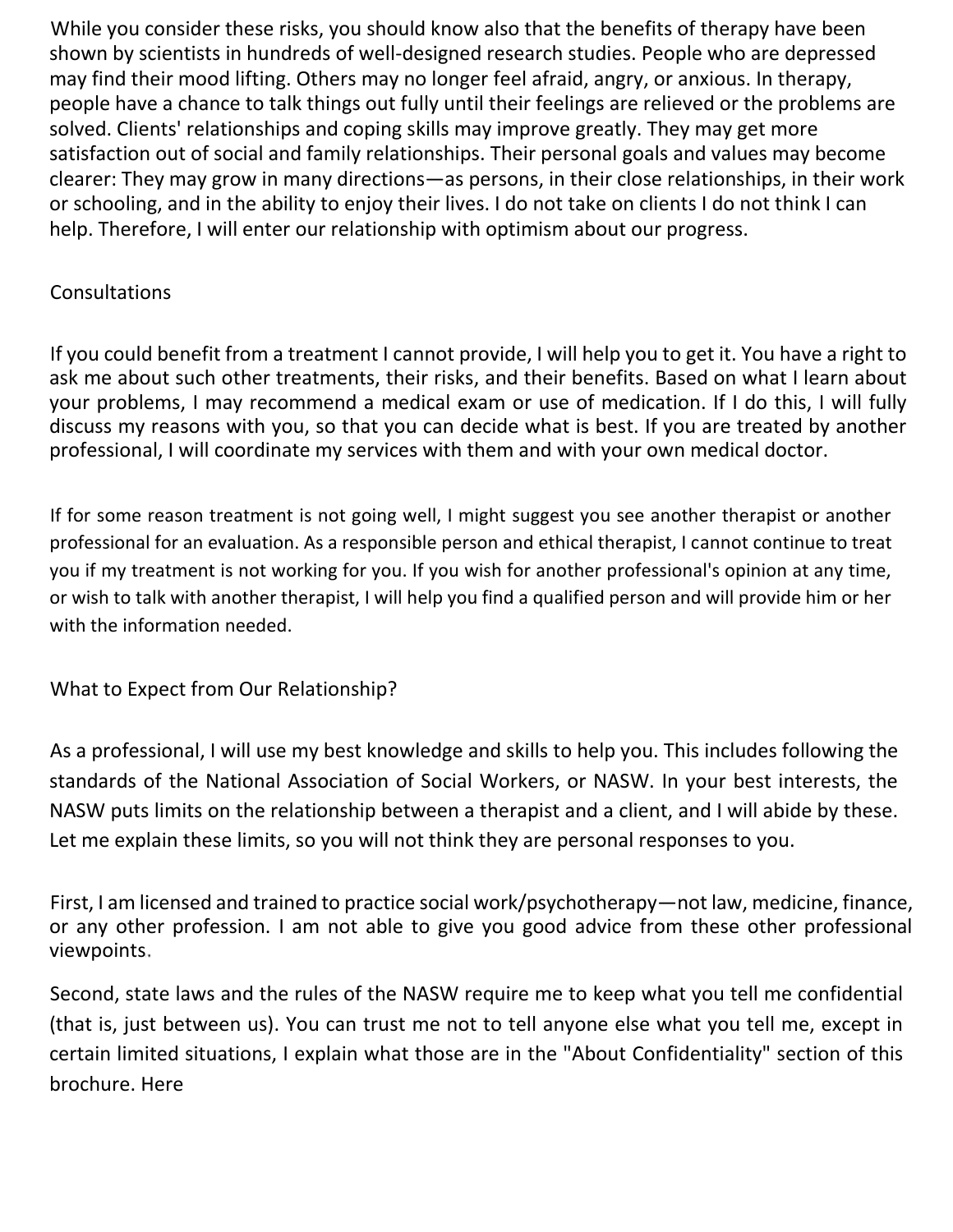While you consider these risks, you should know also that the benefits of therapy have been shown by scientists in hundreds of well-designed research studies. People who are depressed may find their mood lifting. Others may no longer feel afraid, angry, or anxious. In therapy, people have a chance to talk things out fully until their feelings are relieved or the problems are solved. Clients' relationships and coping skills may improve greatly. They may get more satisfaction out of social and family relationships. Their personal goals and values may become clearer: They may grow in many directions—as persons, in their close relationships, in their work or schooling, and in the ability to enjoy their lives. I do not take on clients I do not think I can help. Therefore, I will enter our relationship with optimism about our progress.

## Consultations

If you could benefit from a treatment I cannot provide, I will help you to get it. You have a right to ask me about such other treatments, their risks, and their benefits. Based on what I learn about your problems, I may recommend a medical exam or use of medication. If I do this, I will fully discuss my reasons with you, so that you can decide what is best. If you are treated by another professional, I will coordinate my services with them and with your own medical doctor.

If for some reason treatment is not going well, I might suggest you see another therapist or another professional for an evaluation. As a responsible person and ethical therapist, I cannot continue to treat you if my treatment is not working for you. If you wish for another professional's opinion at any time, or wish to talk with another therapist, I will help you find a qualified person and will provide him or her with the information needed.

## What to Expect from Our Relationship?

As a professional, I will use my best knowledge and skills to help you. This includes following the standards of the National Association of Social Workers, or NASW. In your best interests, the NASW puts limits on the relationship between a therapist and a client, and I will abide by these. Let me explain these limits, so you will not think they are personal responses to you.

First, I am licensed and trained to practice social work/psychotherapy—not law, medicine, finance, or any other profession. I am not able to give you good advice from these other professional viewpoints.

Second, state laws and the rules of the NASW require me to keep what you tell me confidential (that is, just between us). You can trust me not to tell anyone else what you tell me, except in certain limited situations, I explain what those are in the "About Confidentiality" section of this brochure. Here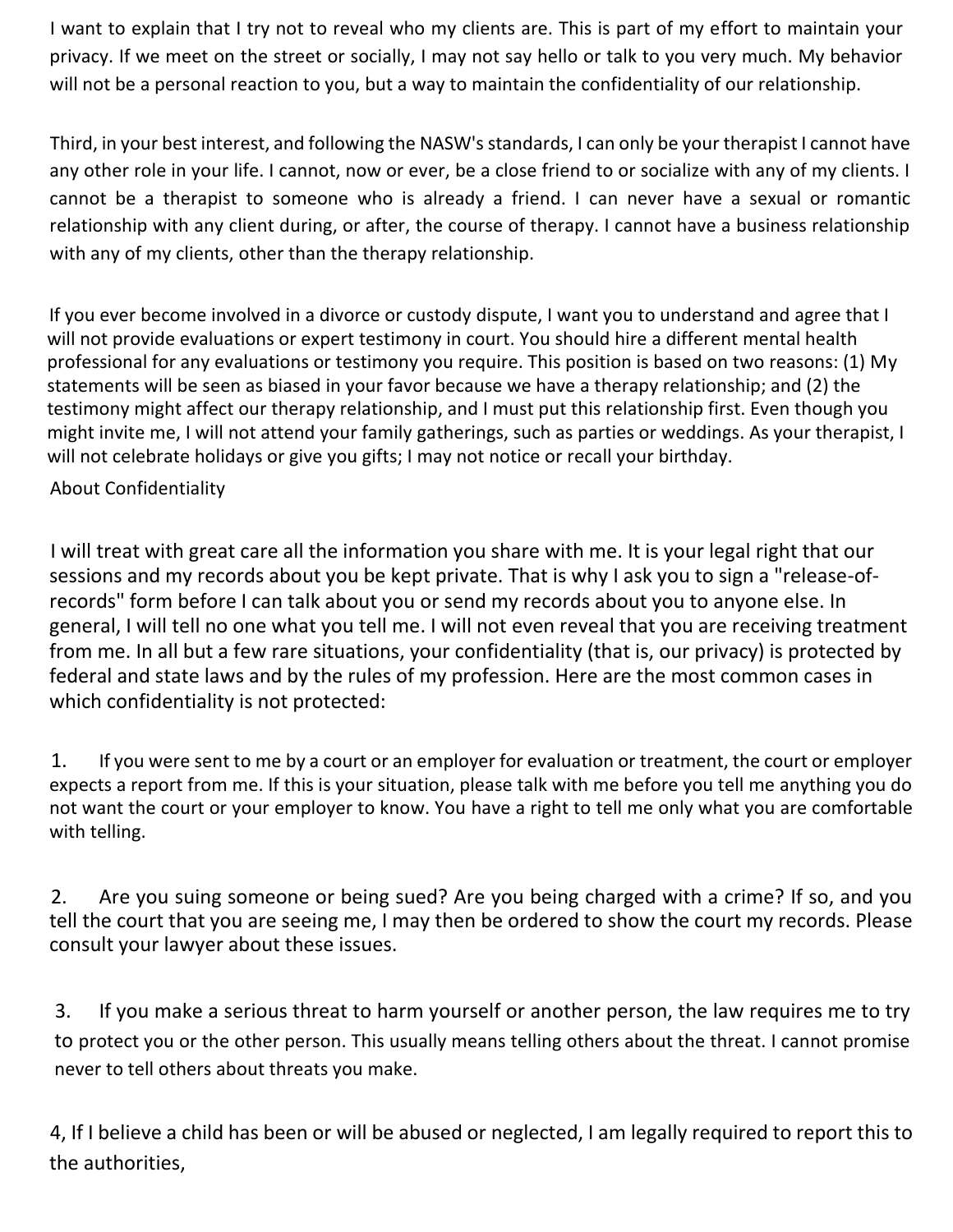I want to explain that I try not to reveal who my clients are. This is part of my effort to maintain your privacy. If we meet on the street or socially, I may not say hello or talk to you very much. My behavior will not be a personal reaction to you, but a way to maintain the confidentiality of our relationship.

Third, in your best interest, and following the NASW's standards, I can only be your therapist I cannot have any other role in your life. I cannot, now or ever, be a close friend to or socialize with any of my clients. I cannot be a therapist to someone who is already a friend. I can never have a sexual or romantic relationship with any client during, or after, the course of therapy. I cannot have a business relationship with any of my clients, other than the therapy relationship.

If you ever become involved in a divorce or custody dispute, I want you to understand and agree that I will not provide evaluations or expert testimony in court. You should hire a different mental health professional for any evaluations or testimony you require. This position is based on two reasons: (1) My statements will be seen as biased in your favor because we have a therapy relationship; and (2) the testimony might affect our therapy relationship, and I must put this relationship first. Even though you might invite me, I will not attend your family gatherings, such as parties or weddings. As your therapist, I will not celebrate holidays or give you gifts; I may not notice or recall your birthday.

About Confidentiality

I will treat with great care all the information you share with me. It is your legal right that our sessions and my records about you be kept private. That is why I ask you to sign a "release-of-records" form before I can talk about you or send my records about you to anyone else. In general, I will tell no one what you tell me. I will not even reveal that you are receiving treatment from me. In all but a few rare situations, your confidentiality (that is, our privacy) is protected by federal and state laws and by the rules of my profession. Here are the most common cases in which confidentiality is not protected:

1. If you were sent to me by a court or an employer for evaluation or treatment, the court or employer expects a report from me. If this is your situation, please talk with me before you tell me anything you do not want the court or your employer to know. You have a right to tell me only what you are comfortable with telling.

2. Are you suing someone or being sued? Are you being charged with a crime? If so, and you tell the court that you are seeing me, I may then be ordered to show the court my records. Please consult your lawyer about these issues.

3. If you make a serious threat to harm yourself or another person, the law requires me to try to protect you or the other person. This usually means telling others about the threat. I cannot promise never to tell others about threats you make.

4, If I believe a child has been or will be abused or neglected, I am legally required to report this to the authorities,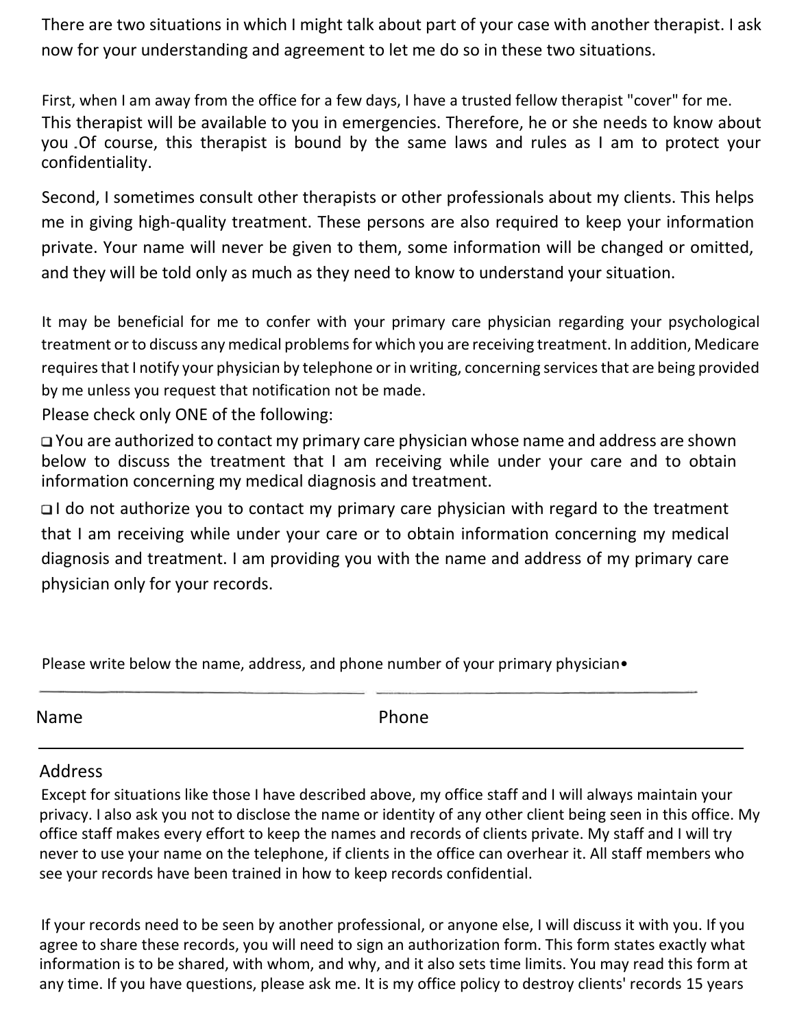There are two situations in which I might talk about part of your case with another therapist. I ask now for your understanding and agreement to let me do so in these two situations.

First, when I am away from the office for a few days, I have a trusted fellow therapist "cover" for me. This therapist will be available to you in emergencies. Therefore, he or she needs to know about you .Of course, this therapist is bound by the same laws and rules as I am to protect your confidentiality.

Second, I sometimes consult other therapists or other professionals about my clients. This helps me in giving high-quality treatment. These persons are also required to keep your information private. Your name will never be given to them, some information will be changed or omitted, and they will be told only as much as they need to know to understand your situation.

It may be beneficial for me to confer with your primary care physician regarding your psychological treatment or to discuss any medical problems for which you are receiving treatment. In addition, Medicare requires that I notify your physician by telephone or in writing, concerning services that are being provided by me unless you request that notification not be made.

Please check only ONE of the following:

❑ You are authorized to contact my primary care physician whose name and address are shown below to discuss the treatment that I am receiving while under your care and to obtain information concerning my medical diagnosis and treatment.

❑ I do not authorize you to contact my primary care physician with regard to the treatment that I am receiving while under your care or to obtain information concerning my medical diagnosis and treatment. I am providing you with the name and address of my primary care physician only for your records.

Please write below the name, address, and phone number of your primary physician•

_______________________________ _______________________________

Name Phone

_______________________________________________________________

Address

Except for situations like those I have described above, my office staff and I will always maintain your privacy. I also ask you not to disclose the name or identity of any other client being seen in this office. My office staff makes every effort to keep the names and records of clients private. My staff and I will try never to use your name on the telephone, if clients in the office can overhear it. All staff members who see your records have been trained in how to keep records confidential.

If your records need to be seen by another professional, or anyone else, I will discuss it with you. If you agree to share these records, you will need to sign an authorization form. This form states exactly what information is to be shared, with whom, and why, and it also sets time limits. You may read this form at any time. If you have questions, please ask me. It is my office policy to destroy clients' records 15 years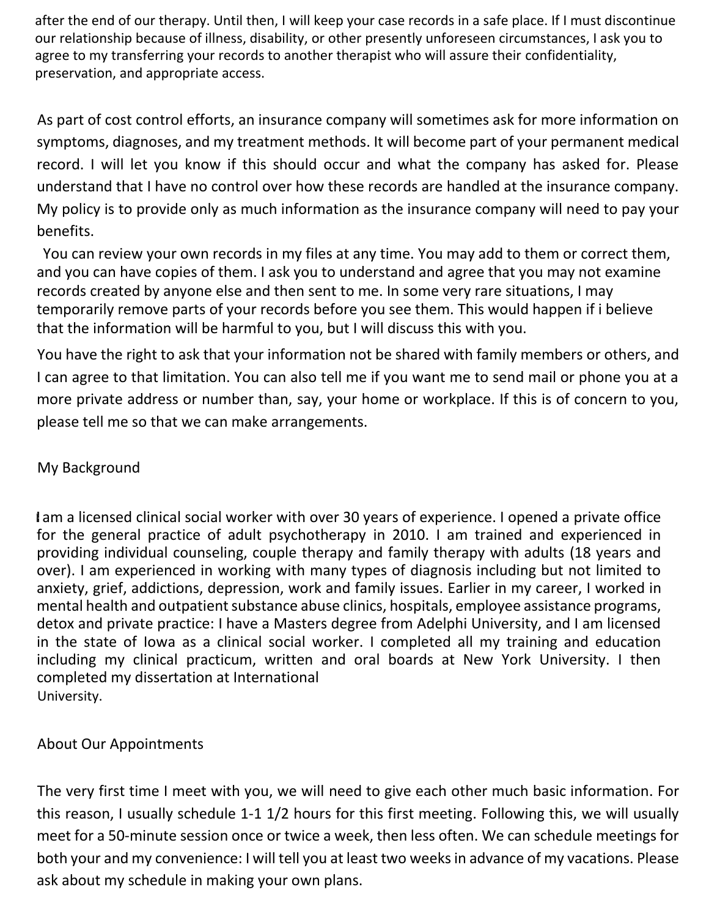after the end of our therapy. Until then, I will keep your case records in a safe place. If I must discontinue our relationship because of illness, disability, or other presently unforeseen circumstances, I ask you to agree to my transferring your records to another therapist who will assure their confidentiality, preservation, and appropriate access.

As part of cost control efforts, an insurance company will sometimes ask for more information on symptoms, diagnoses, and my treatment methods. It will become part of your permanent medical record. I will let you know if this should occur and what the company has asked for. Please understand that I have no control over how these records are handled at the insurance company. My policy is to provide only as much information as the insurance company will need to pay your benefits.

You can review your own records in my files at any time. You may add to them or correct them, and you can have copies of them. I ask you to understand and agree that you may not examine records created by anyone else and then sent to me. In some very rare situations, I may temporarily remove parts of your records before you see them. This would happen if i believe that the information will be harmful to you, but I will discuss this with you.

You have the right to ask that your information not be shared with family members or others, and I can agree to that limitation. You can also tell me if you want me to send mail or phone you at a more private address or number than, say, your home or workplace. If this is of concern to you, please tell me so that we can make arrangements.

## My Background

I am a licensed clinical social worker with over 30 years of experience. I opened a private office for the general practice of adult psychotherapy in 2010. I am trained and experienced in providing individual counseling, couple therapy and family therapy with adults (18 years and over). I am experienced in working with many types of diagnosis including but not limited to anxiety, grief, addictions, depression, work and family issues. Earlier in my career, I worked in mental health and outpatient substance abuse clinics, hospitals, employee assistance programs, detox and private practice: I have a Masters degree from Adelphi University, and I am licensed in the state of Iowa as a clinical social worker. I completed all my training and education including my clinical practicum, written and oral boards at New York University. I then completed my dissertation at International University.

## About Our Appointments

The very first time I meet with you, we will need to give each other much basic information. For this reason, I usually schedule 1-1 1/2 hours for this first meeting. Following this, we will usually meet for a 50-minute session once or twice a week, then less often. We can schedule meetings for both your and my convenience: I will tell you at least two weeks in advance of my vacations. Please ask about my schedule in making your own plans.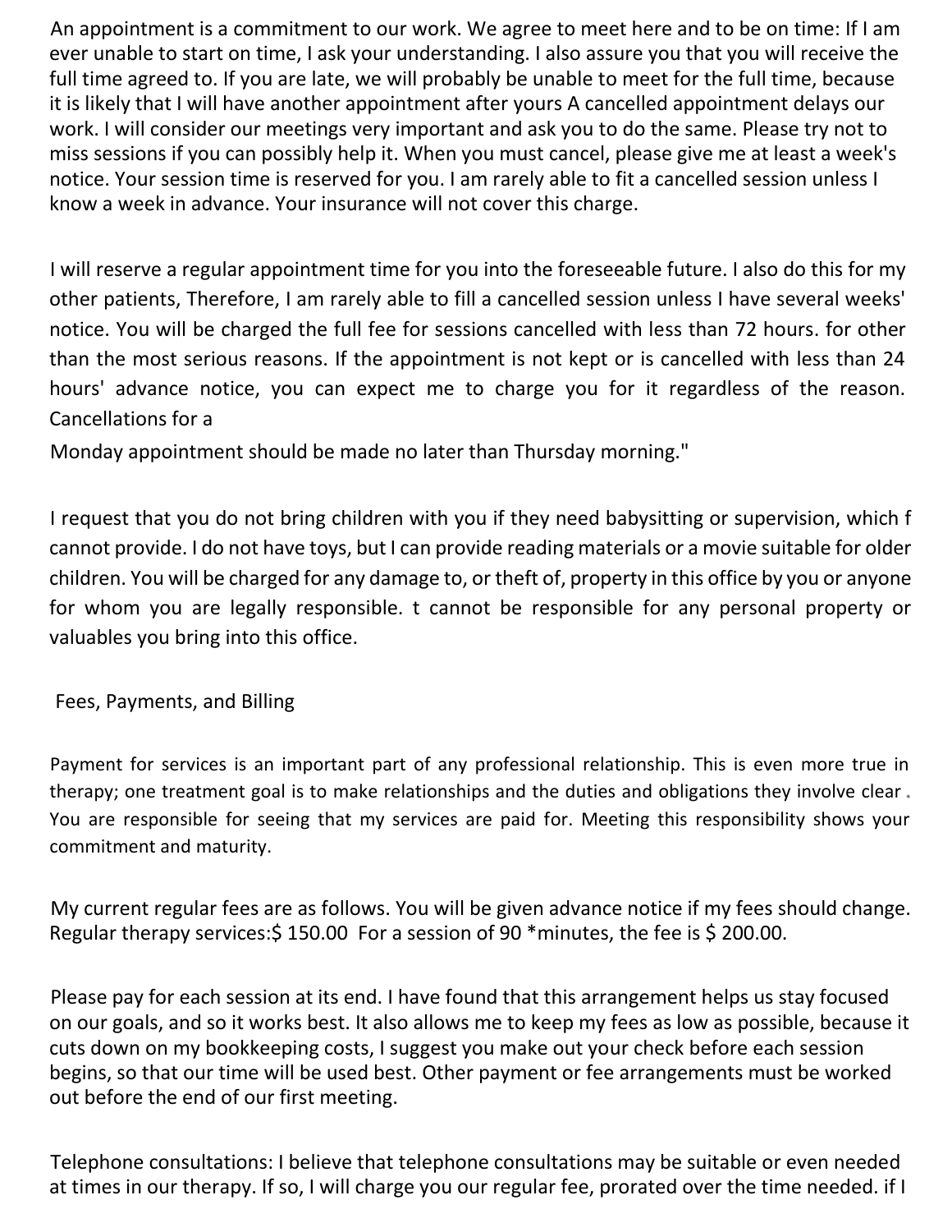An appointment is a commitment to our work. We agree to meet here and to be on time: If I am ever unable to start on time, I ask your understanding. I also assure you that you will receive the full time agreed to. If you are late, we will probably be unable to meet for the full time, because it is likely that I will have another appointment after yours A cancelled appointment delays our work. I will consider our meetings very important and ask you to do the same. Please try not to miss sessions if you can possibly help it. When you must cancel, please give me at least a week's notice. Your session time is reserved for you. I am rarely able to fit a cancelled session unless I know a week in advance. Your insurance will not cover this charge.

I will reserve a regular appointment time for you into the foreseeable future. I also do this for my other patients, Therefore, I am rarely able to fill a cancelled session unless I have several weeks' notice. You will be charged the full fee for sessions cancelled with less than 72 hours. for other than the most serious reasons. If the appointment is not kept or is cancelled with less than 24 hours' advance notice, you can expect me to charge you for it regardless of the reason. Cancellations for a

Monday appointment should be made no later than Thursday morning."

I request that you do not bring children with you if they need babysitting or supervision, which f cannot provide. I do not have toys, but I can provide reading materials or a movie suitable for older children. You will be charged for any damage to, or theft of, property in this office by you or anyone for whom you are legally responsible. t cannot be responsible for any personal property or valuables you bring into this office.

## Fees, Payments, and Billing

Payment for services is an important part of any professional relationship. This is even more true in therapy; one treatment goal is to make relationships and the duties and obligations they involve clear . You are responsible for seeing that my services are paid for. Meeting this responsibility shows your commitment and maturity.

My current regular fees are as follows. You will be given advance notice if my fees should change. Regular therapy services:$ 150.00 For a session of 90 *minutes, the fee is $ 200.00.

Please pay for each session at its end. I have found that this arrangement helps us stay focused on our goals, and so it works best. It also allows me to keep my fees as low as possible, because it cuts down on my bookkeeping costs, I suggest you make out your check before each session begins, so that our time will be used best. Other payment or fee arrangements must be worked out before the end of our first meeting.

Telephone consultations: I believe that telephone consultations may be suitable or even needed at times in our therapy. If so, I will charge you our regular fee, prorated over the time needed. if I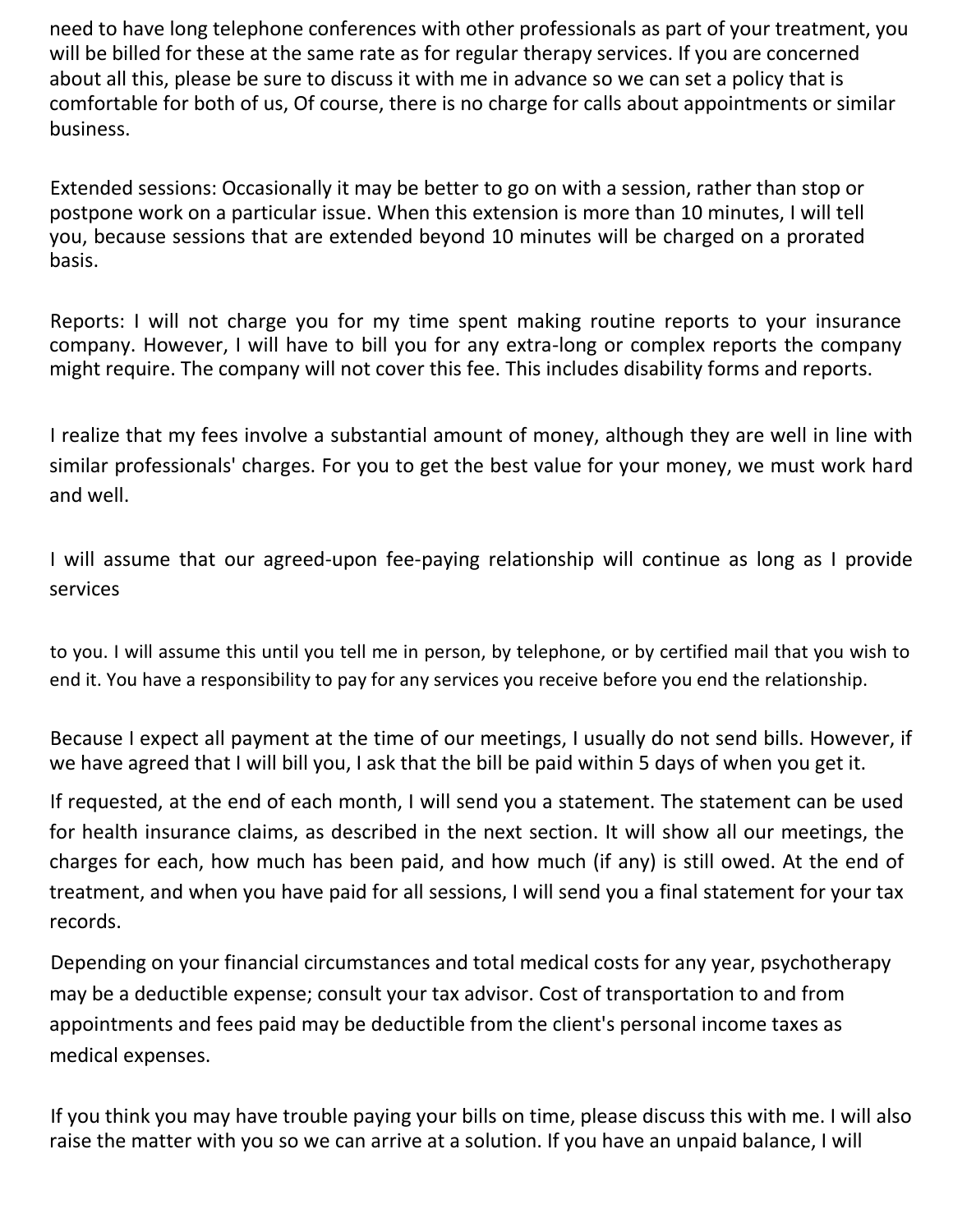need to have long telephone conferences with other professionals as part of your treatment, you will be billed for these at the same rate as for regular therapy services. If you are concerned about all this, please be sure to discuss it with me in advance so we can set a policy that is comfortable for both of us, Of course, there is no charge for calls about appointments or similar business.

Extended sessions: Occasionally it may be better to go on with a session, rather than stop or postpone work on a particular issue. When this extension is more than 10 minutes, I will tell you, because sessions that are extended beyond 10 minutes will be charged on a prorated basis.

Reports: I will not charge you for my time spent making routine reports to your insurance company. However, I will have to bill you for any extra-long or complex reports the company might require. The company will not cover this fee. This includes disability forms and reports.

I realize that my fees involve a substantial amount of money, although they are well in line with similar professionals' charges. For you to get the best value for your money, we must work hard and well.

I will assume that our agreed-upon fee-paying relationship will continue as long as I provide services

to you. I will assume this until you tell me in person, by telephone, or by certified mail that you wish to end it. You have a responsibility to pay for any services you receive before you end the relationship.

Because I expect all payment at the time of our meetings, I usually do not send bills. However, if we have agreed that I will bill you, I ask that the bill be paid within 5 days of when you get it.

If requested, at the end of each month, I will send you a statement. The statement can be used for health insurance claims, as described in the next section. It will show all our meetings, the charges for each, how much has been paid, and how much (if any) is still owed. At the end of treatment, and when you have paid for all sessions, I will send you a final statement for your tax records.

Depending on your financial circumstances and total medical costs for any year, psychotherapy may be a deductible expense; consult your tax advisor. Cost of transportation to and from appointments and fees paid may be deductible from the client's personal income taxes as medical expenses.

If you think you may have trouble paying your bills on time, please discuss this with me. I will also raise the matter with you so we can arrive at a solution. If you have an unpaid balance, I will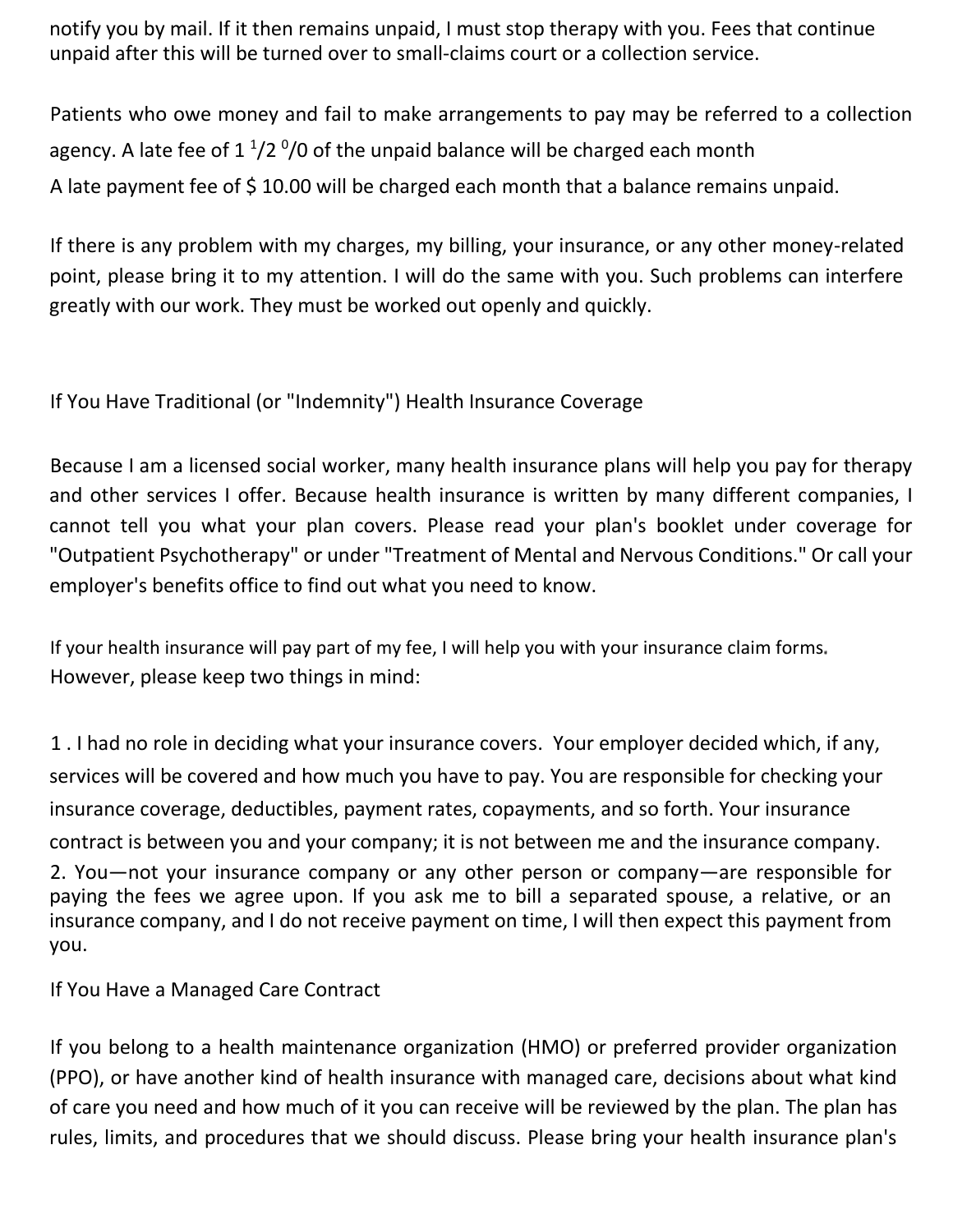notify you by mail. If it then remains unpaid, I must stop therapy with you. Fees that continue unpaid after this will be turned over to small-claims court or a collection service.

Patients who owe money and fail to make arrangements to pay may be referred to a collection agency. A late fee of 1 $^{1}/2$ $^{0}/0$ of the unpaid balance will be charged each month
A late payment fee of $ 10.00 will be charged each month that a balance remains unpaid.

If there is any problem with my charges, my billing, your insurance, or any other money-related point, please bring it to my attention. I will do the same with you. Such problems can interfere greatly with our work. They must be worked out openly and quickly.

## If You Have Traditional (or "Indemnity") Health Insurance Coverage

Because I am a licensed social worker, many health insurance plans will help you pay for therapy and other services I offer. Because health insurance is written by many different companies, I cannot tell you what your plan covers. Please read your plan's booklet under coverage for "Outpatient Psychotherapy" or under "Treatment of Mental and Nervous Conditions." Or call your employer's benefits office to find out what you need to know.

If your health insurance will pay part of my fee, I will help you with your insurance claim forms.
However, please keep two things in mind:

1. I had no role in deciding what your insurance covers. Your employer decided which, if any, services will be covered and how much you have to pay. You are responsible for checking your insurance coverage, deductibles, payment rates, copayments, and so forth. Your insurance contract is between you and your company; it is not between me and the insurance company.
2. You—not your insurance company or any other person or company—are responsible for paying the fees we agree upon. If you ask me to bill a separated spouse, a relative, or an insurance company, and I do not receive payment on time, I will then expect this payment from you.

## If You Have a Managed Care Contract

If you belong to a health maintenance organization (HMO) or preferred provider organization (PPO), or have another kind of health insurance with managed care, decisions about what kind of care you need and how much of it you can receive will be reviewed by the plan. The plan has rules, limits, and procedures that we should discuss. Please bring your health insurance plan's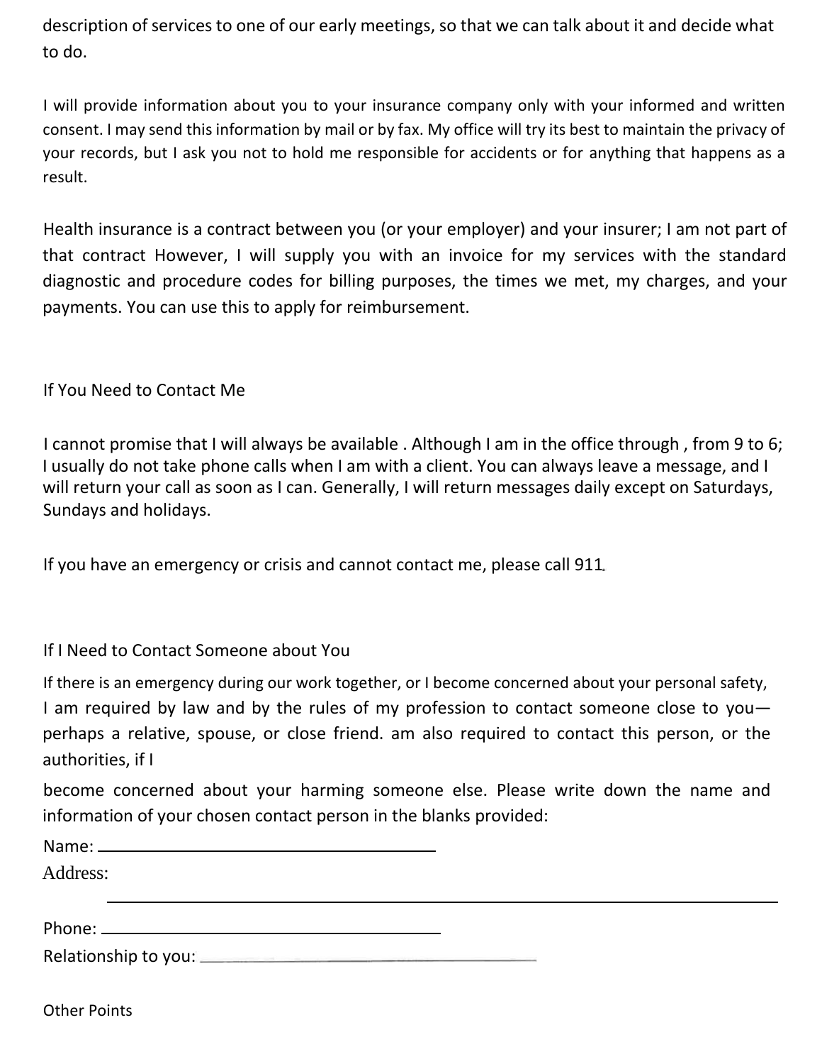description of services to one of our early meetings, so that we can talk about it and decide what to do.

I will provide information about you to your insurance company only with your informed and written consent. I may send this information by mail or by fax. My office will try its best to maintain the privacy of your records, but I ask you not to hold me responsible for accidents or for anything that happens as a result.

Health insurance is a contract between you (or your employer) and your insurer; I am not part of that contract However, I will supply you with an invoice for my services with the standard diagnostic and procedure codes for billing purposes, the times we met, my charges, and your payments. You can use this to apply for reimbursement.

## If You Need to Contact Me

I cannot promise that I will always be available . Although I am in the office through , from 9 to 6; I usually do not take phone calls when I am with a client. You can always leave a message, and I will return your call as soon as I can. Generally, I will return messages daily except on Saturdays, Sundays and holidays.

If you have an emergency or crisis and cannot contact me, please call 911.

## If I Need to Contact Someone about You

If there is an emergency during our work together, or I become concerned about your personal safety, I am required by law and by the rules of my profession to contact someone close to you—perhaps a relative, spouse, or close friend. am also required to contact this person, or the authorities, if I

become concerned about your harming someone else. Please write down the name and information of your chosen contact person in the blanks provided:

Name: ________________________________

Address:

________________________________________________________________

Phone: ________________________________

Relationship to you: ________________________________

## Other Points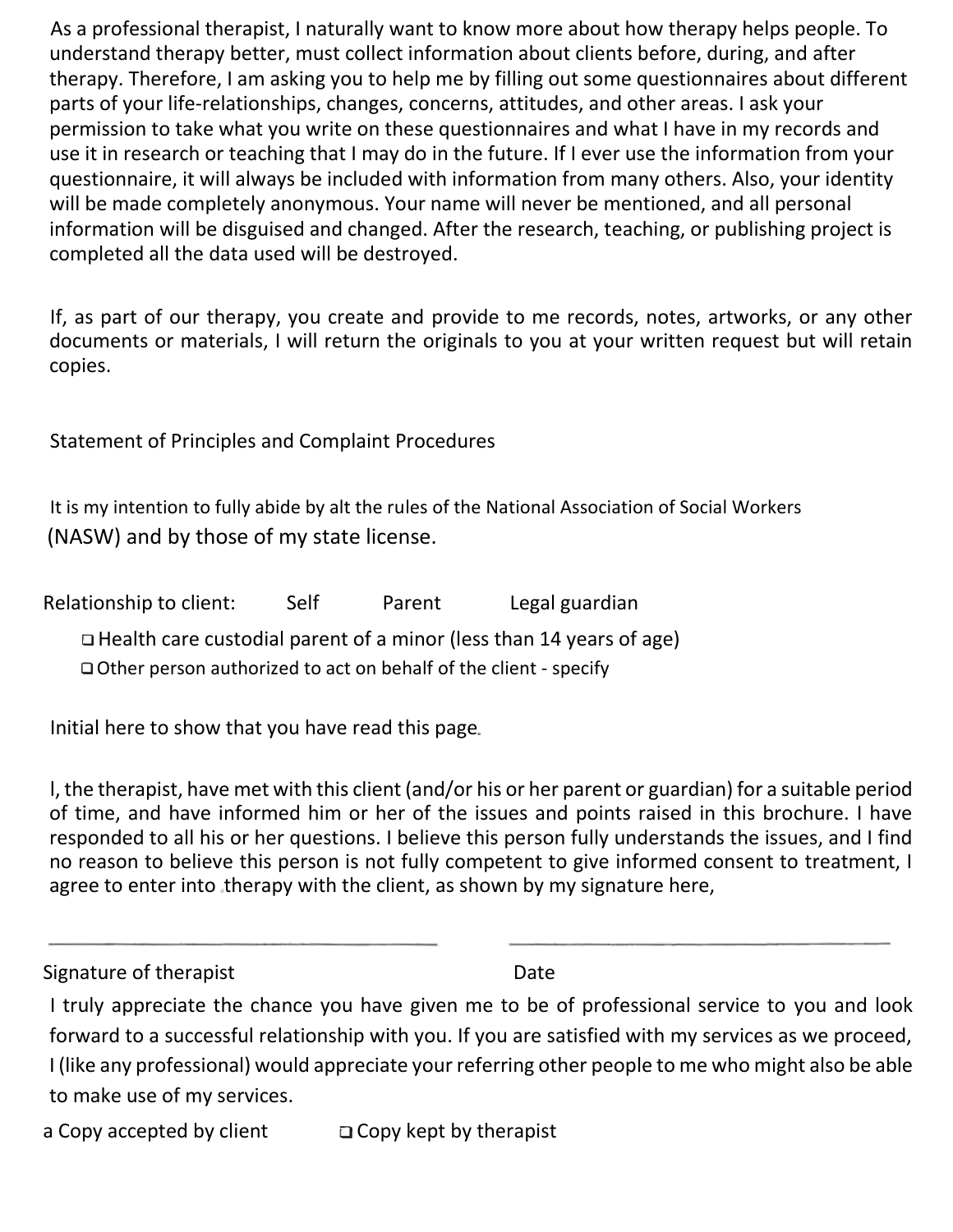As a professional therapist, I naturally want to know more about how therapy helps people. To understand therapy better, must collect information about clients before, during, and after therapy. Therefore, I am asking you to help me by filling out some questionnaires about different parts of your life-relationships, changes, concerns, attitudes, and other areas. I ask your permission to take what you write on these questionnaires and what I have in my records and use it in research or teaching that I may do in the future. If I ever use the information from your questionnaire, it will always be included with information from many others. Also, your identity will be made completely anonymous. Your name will never be mentioned, and all personal information will be disguised and changed. After the research, teaching, or publishing project is completed all the data used will be destroyed.

If, as part of our therapy, you create and provide to me records, notes, artworks, or any other documents or materials, I will return the originals to you at your written request but will retain copies.

## Statement of Principles and Complaint Procedures

It is my intention to fully abide by alt the rules of the National Association of Social Workers (NASW) and by those of my state license.

Relationship to client: Self Parent Legal guardian

- ☐ Health care custodial parent of a minor (less than 14 years of age)
- ☐ Other person authorized to act on behalf of the client - specify

Initial here to show that you have read this page.

I, the therapist, have met with this client (and/or his or her parent or guardian) for a suitable period of time, and have informed him or her of the issues and points raised in this brochure. I have responded to all his or her questions. I believe this person fully understands the issues, and I find no reason to believe this person is not fully competent to give informed consent to treatment, I agree to enter into therapy with the client, as shown by my signature here,

\_\_\_\_\_\_\_\_\_\_\_\_\_\_\_\_\_\_\_\_\_\_\_\_\_\_\_\_\_\_ \_\_\_\_\_\_\_\_\_\_\_\_\_\_\_\_\_\_\_\_\_\_\_\_\_\_\_\_\_\_

Signature of therapist Date

I truly appreciate the chance you have given me to be of professional service to you and look forward to a successful relationship with you. If you are satisfied with my services as we proceed, I (like any professional) would appreciate your referring other people to me who might also be able to make use of my services.

a Copy accepted by client ☐ Copy kept by therapist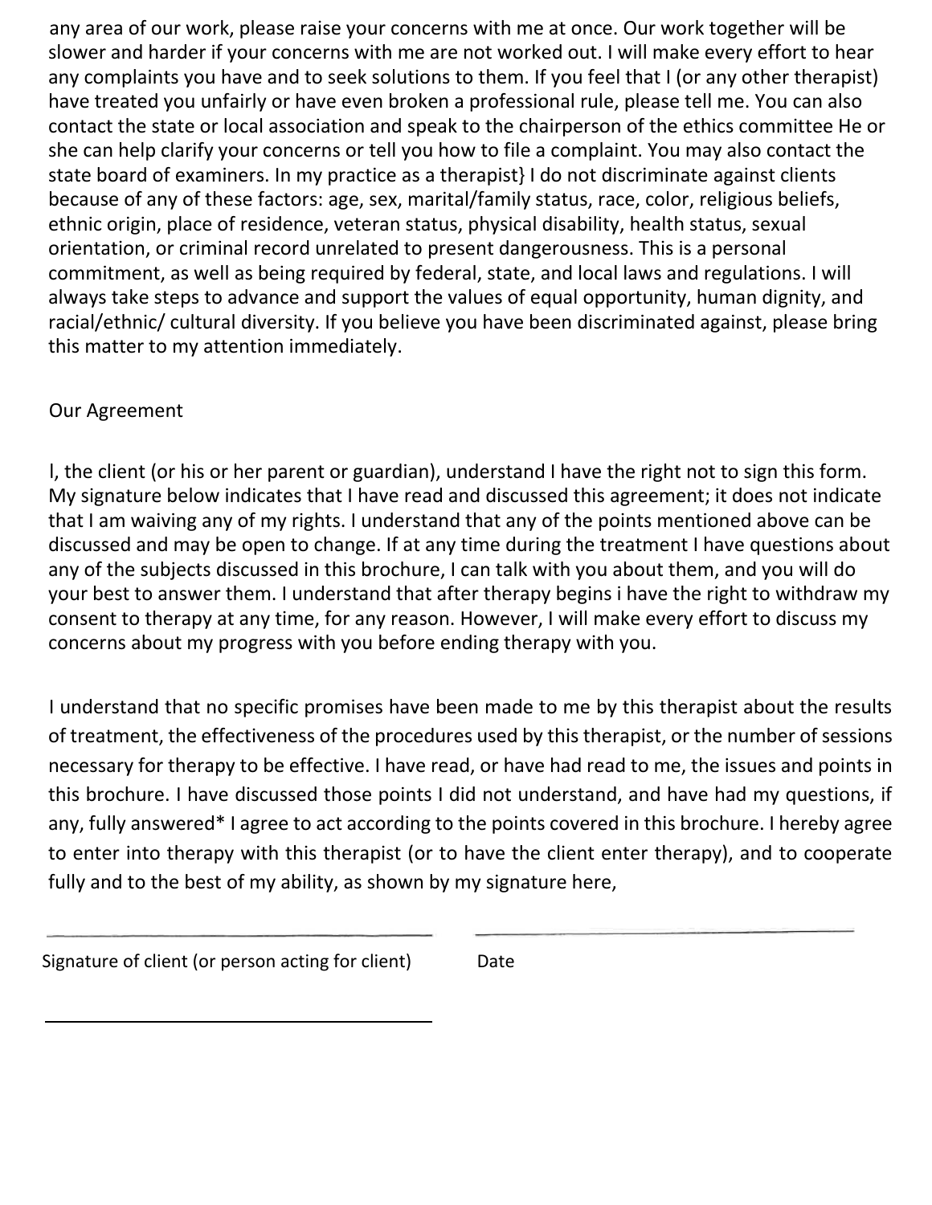any area of our work, please raise your concerns with me at once. Our work together will be slower and harder if your concerns with me are not worked out. I will make every effort to hear any complaints you have and to seek solutions to them. If you feel that I (or any other therapist) have treated you unfairly or have even broken a professional rule, please tell me. You can also contact the state or local association and speak to the chairperson of the ethics committee He or she can help clarify your concerns or tell you how to file a complaint. You may also contact the state board of examiners. In my practice as a therapist} I do not discriminate against clients because of any of these factors: age, sex, marital/family status, race, color, religious beliefs, ethnic origin, place of residence, veteran status, physical disability, health status, sexual orientation, or criminal record unrelated to present dangerousness. This is a personal commitment, as well as being required by federal, state, and local laws and regulations. I will always take steps to advance and support the values of equal opportunity, human dignity, and racial/ethnic/ cultural diversity. If you believe you have been discriminated against, please bring this matter to my attention immediately.

## Our Agreement

I, the client (or his or her parent or guardian), understand I have the right not to sign this form. My signature below indicates that I have read and discussed this agreement; it does not indicate that I am waiving any of my rights. I understand that any of the points mentioned above can be discussed and may be open to change. If at any time during the treatment I have questions about any of the subjects discussed in this brochure, I can talk with you about them, and you will do your best to answer them. I understand that after therapy begins i have the right to withdraw my consent to therapy at any time, for any reason. However, I will make every effort to discuss my concerns about my progress with you before ending therapy with you.

I understand that no specific promises have been made to me by this therapist about the results of treatment, the effectiveness of the procedures used by this therapist, or the number of sessions necessary for therapy to be effective. I have read, or have had read to me, the issues and points in this brochure. I have discussed those points I did not understand, and have had my questions, if any, fully answered* I agree to act according to the points covered in this brochure. I hereby agree to enter into therapy with this therapist (or to have the client enter therapy), and to cooperate fully and to the best of my ability, as shown by my signature here,

_______________________________ _______________________

Signature of client (or person acting for client) Date

_______________________________